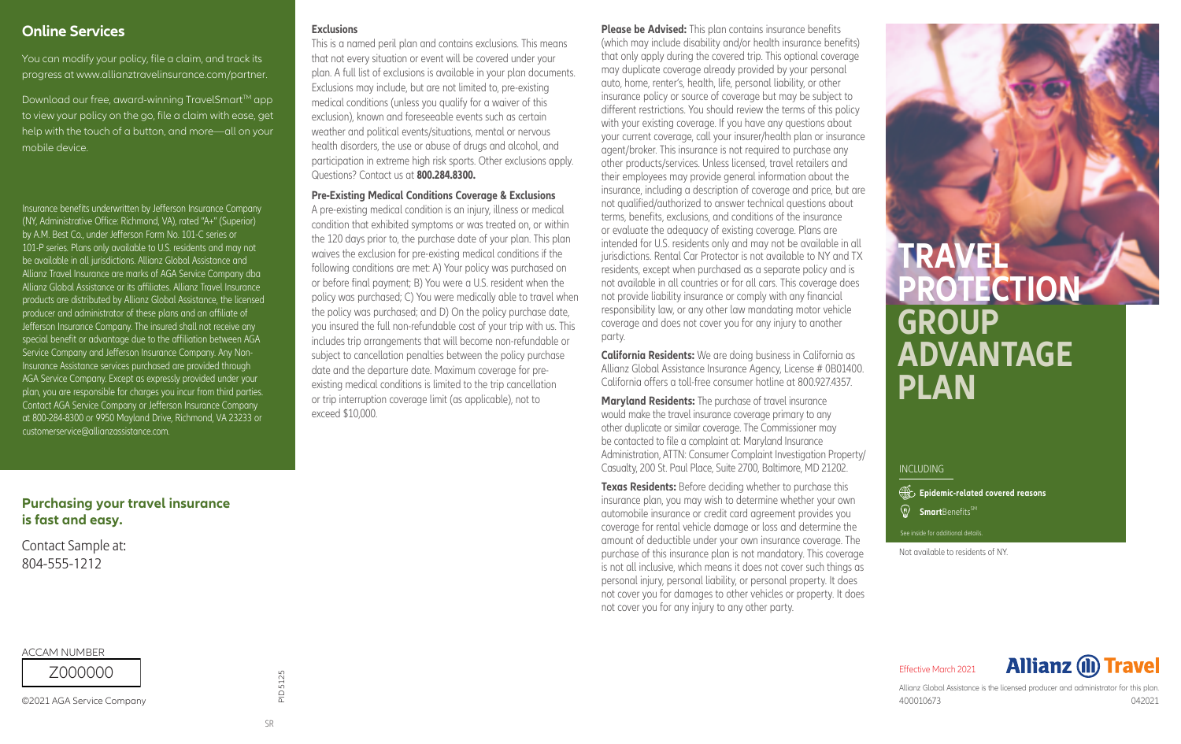## Online Services

You can modify your policy, file a claim, and track its progress at www.allianztravelinsurance.com/partner.

Download our free, award-winning TravelSmart™ app to view your policy on the go, file a claim with ease, get help with the touch of a button, and more—all on your mobile device.

Insurance benefits underwritten by Jefferson Insurance Company (NY, Administrative Office: Richmond, VA), rated "A+" (Superior) by A.M. Best Co., under Jefferson Form No. 101-C series or 101-P series. Plans only available to U.S. residents and may not be available in all jurisdictions. Allianz Global Assistance and Allianz Travel Insurance are marks of AGA Service Company dba Allianz Global Assistance or its affiliates. Allianz Travel Insurance products are distributed by Allianz Global Assistance, the licensed producer and administrator of these plans and an affiliate of Jefferson Insurance Company. The insured shall not receive any special benefit or advantage due to the affiliation between AGA Service Company and Jefferson Insurance Company. Any Non-Insurance Assistance services purchased are provided through AGA Service Company. Except as expressly provided under your plan, you are responsible for charges you incur from third parties. Contact AGA Service Company or Jefferson Insurance Company at 800-284-8300 or 9950 Mayland Drive, Richmond, VA 23233 or customerservice@allianzassistance.com.

### Purchasing your travel insurance is fast and easy.

Contact Sample at:
804-555-1212

ACCAM NUMBER

Z000000

©2021 AGA Service Company

PID5125

SR

### Exclusions

This is a named peril plan and contains exclusions. This means that not every situation or event will be covered under your plan. A full list of exclusions is available in your plan documents. Exclusions may include, but are not limited to, pre-existing medical conditions (unless you qualify for a waiver of this exclusion), known and foreseeable events such as certain weather and political events/situations, mental or nervous health disorders, the use or abuse of drugs and alcohol, and participation in extreme high risk sports. Other exclusions apply. Questions? Contact us at **800.284.8300.**

### Pre-Existing Medical Conditions Coverage & Exclusions

A pre-existing medical condition is an injury, illness or medical condition that exhibited symptoms or was treated on, or within the 120 days prior to, the purchase date of your plan. This plan waives the exclusion for pre-existing medical conditions if the following conditions are met: A) Your policy was purchased on or before final payment; B) You were a U.S. resident when the policy was purchased; C) You were medically able to travel when the policy was purchased; and D) On the policy purchase date, you insured the full non-refundable cost of your trip with us. This includes trip arrangements that will become non-refundable or subject to cancellation penalties between the policy purchase date and the departure date. Maximum coverage for pre-existing medical conditions is limited to the trip cancellation or trip interruption coverage limit (as applicable), not to exceed $10,000.

**Please be Advised:** This plan contains insurance benefits (which may include disability and/or health insurance benefits) that only apply during the covered trip. This optional coverage may duplicate coverage already provided by your personal auto, home, renter's, health, life, personal liability, or other insurance policy or source of coverage but may be subject to different restrictions. You should review the terms of this policy with your existing coverage. If you have any questions about your current coverage, call your insurer/health plan or insurance agent/broker. This insurance is not required to purchase any other products/services. Unless licensed, travel retailers and their employees may provide general information about the insurance, including a description of coverage and price, but are not qualified/authorized to answer technical questions about terms, benefits, exclusions, and conditions of the insurance or evaluate the adequacy of existing coverage. Plans are intended for U.S. residents only and may not be available in all jurisdictions. Rental Car Protector is not available to NY and TX residents, except when purchased as a separate policy and is not available in all countries or for all cars. This coverage does not provide liability insurance or comply with any financial responsibility law, or any other law mandating motor vehicle coverage and does not cover you for any injury to another party.

**California Residents:** We are doing business in California as Allianz Global Assistance Insurance Agency, License # 0B01400. California offers a toll-free consumer hotline at 800.927.4357.

**Maryland Residents:** The purchase of travel insurance would make the travel insurance coverage primary to any other duplicate or similar coverage. The Commissioner may be contacted to file a complaint at: Maryland Insurance Administration, ATTN: Consumer Complaint Investigation Property/Casualty, 200 St. Paul Place, Suite 2700, Baltimore, MD 21202.

**Texas Residents:** Before deciding whether to purchase this insurance plan, you may wish to determine whether your own automobile insurance or credit card agreement provides you coverage for rental vehicle damage or loss and determine the amount of deductible under your own insurance coverage. The purchase of this insurance plan is not mandatory. This coverage is not all inclusive, which means it does not cover such things as personal injury, personal liability, or personal property. It does not cover you for damages to other vehicles or property. It does not cover you for any injury to any other party.

# TRAVEL PROTECTION GROUP ADVANTAGE PLAN

INCLUDING

- **Epidemic-related covered reasons**
- **Smart**Benefits℠

See inside for additional details.

Not available to residents of NY.

Effective March 2021

Allianz Travel

Allianz Global Assistance is the licensed producer and administrator for this plan.
400010673 042021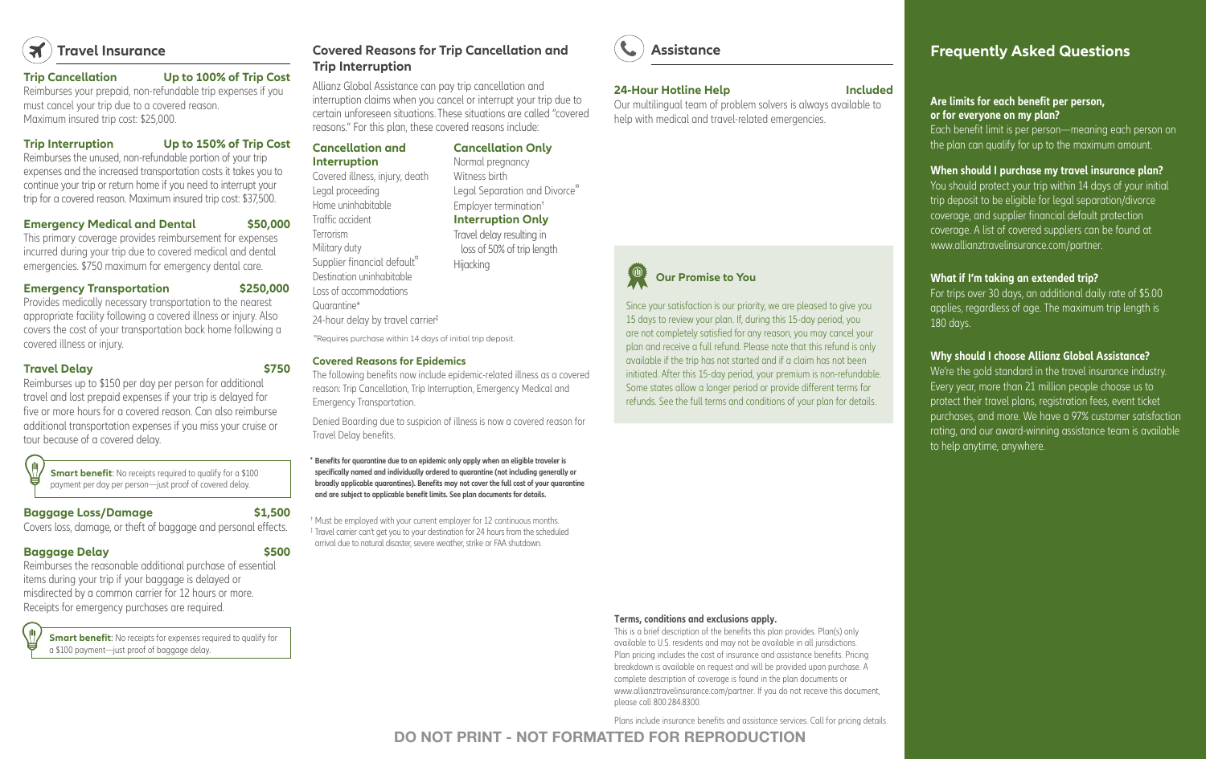## Travel Insurance

### Trip Cancellation — Up to 100% of Trip Cost

Reimburses your prepaid, non-refundable trip expenses if you must cancel your trip due to a covered reason. Maximum insured trip cost: $25,000.

### Trip Interruption — Up to 150% of Trip Cost

Reimburses the unused, non-refundable portion of your trip expenses and the increased transportation costs it takes you to continue your trip or return home if you need to interrupt your trip for a covered reason. Maximum insured trip cost: $37,500.

### Emergency Medical and Dental — $50,000

This primary coverage provides reimbursement for expenses incurred during your trip due to covered medical and dental emergencies. $750 maximum for emergency dental care.

### Emergency Transportation — $250,000

Provides medically necessary transportation to the nearest appropriate facility following a covered illness or injury. Also covers the cost of your transportation back home following a covered illness or injury.

### Travel Delay — $750

Reimburses up to $150 per day per person for additional travel and lost prepaid expenses if your trip is delayed for five or more hours for a covered reason. Can also reimburse additional transportation expenses if you miss your cruise or tour because of a covered delay.

**Smart benefit**: No receipts required to qualify for a $100 payment per day per person—just proof of covered delay.

### Baggage Loss/Damage — $1,500

Covers loss, damage, or theft of baggage and personal effects.

### Baggage Delay — $500

Reimburses the reasonable additional purchase of essential items during your trip if your baggage is delayed or misdirected by a common carrier for 12 hours or more. Receipts for emergency purchases are required.

**Smart benefit:** No receipts for expenses required to qualify for a $100 payment—just proof of baggage delay.

## Covered Reasons for Trip Cancellation and Trip Interruption

Allianz Global Assistance can pay trip cancellation and interruption claims when you cancel or interrupt your trip due to certain unforeseen situations. These situations are called "covered reasons." For this plan, these covered reasons include:

### Cancellation and Interruption

- Covered illness, injury, death
- Legal proceeding
- Home uninhabitable
- Traffic accident
- Terrorism
- Military duty
- Supplier financial default[¤]
- Destination uninhabitable
- Loss of accommodations
- Quarantine*
- 24-hour delay by travel carrier[‡]

### Cancellation Only

- Normal pregnancy
- Witness birth
- Legal Separation and Divorce[¤]
- Employer termination[†]

### Interruption Only

- Travel delay resulting in loss of 50% of trip length
- Hijacking

[¤]Requires purchase within 14 days of initial trip deposit.

### Covered Reasons for Epidemics

The following benefits now include epidemic-related illness as a covered reason: Trip Cancellation, Trip Interruption, Emergency Medical and Emergency Transportation.

Denied Boarding due to suspicion of illness is now a covered reason for Travel Delay benefits.

**\* Benefits for quarantine due to an epidemic only apply when an eligible traveler is specifically named and individually ordered to quarantine (not including generally or broadly applicable quarantines). Benefits may not cover the full cost of your quarantine and are subject to applicable benefit limits. See plan documents for details.**

[†] Must be employed with your current employer for 12 continuous months.
[‡] Travel carrier can't get you to your destination for 24 hours from the scheduled arrival due to natural disaster, severe weather, strike or FAA shutdown.

## Assistance

### 24-Hour Hotline Help — Included

Our multilingual team of problem solvers is always available to help with medical and travel-related emergencies.

### Our Promise to You

Since your satisfaction is our priority, we are pleased to give you 15 days to review your plan. If, during this 15-day period, you are not completely satisfied for any reason, you may cancel your plan and receive a full refund. Please note that this refund is only available if the trip has not started and if a claim has not been initiated. After this 15-day period, your premium is non-refundable. Some states allow a longer period or provide different terms for refunds. See the full terms and conditions of your plan for details.

**Terms, conditions and exclusions apply.**

This is a brief description of the benefits this plan provides. Plan(s) only available to U.S. residents and may not be available in all jurisdictions. Plan pricing includes the cost of insurance and assistance benefits. Pricing breakdown is available on request and will be provided upon purchase. A complete description of coverage is found in the plan documents or www.allianztravelinsurance.com/partner. If you do not receive this document, please call 800.284.8300.

Plans include insurance benefits and assistance services. Call for pricing details.

## Frequently Asked Questions

**Are limits for each benefit per person, or for everyone on my plan?**

Each benefit limit is per person—meaning each person on the plan can qualify for up to the maximum amount.

**When should I purchase my travel insurance plan?**

You should protect your trip within 14 days of your initial trip deposit to be eligible for legal separation/divorce coverage, and supplier financial default protection coverage. A list of covered suppliers can be found at www.allianztravelinsurance.com/partner.

**What if I'm taking an extended trip?**

For trips over 30 days, an additional daily rate of $5.00 applies, regardless of age. The maximum trip length is 180 days.

**Why should I choose Allianz Global Assistance?**

We're the gold standard in the travel insurance industry. Every year, more than 21 million people choose us to protect their travel plans, registration fees, event ticket purchases, and more. We have a 97% customer satisfaction rating, and our award-winning assistance team is available to help anytime, anywhere.

DO NOT PRINT - NOT FORMATTED FOR REPRODUCTION